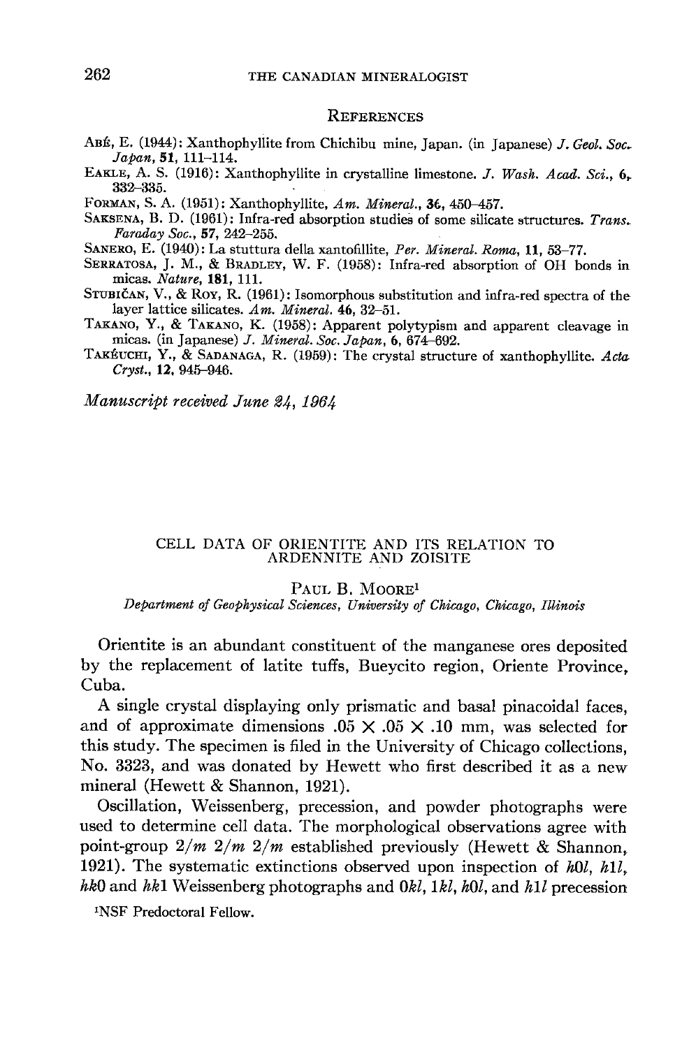## References

Abé, E. (1944): Xanthophyllite from Chichibu mine, Japan. (in Japanese) *J. Geol. Soc. Japan*, **51**, 111–114.

Eakle, A. S. (1916): Xanthophyllite in crystalline limestone. *J. Wash. Acad. Sci.*, **6**, 332–335.

Forman, S. A. (1951): Xanthophyllite, *Am. Mineral.*, **36**, 450–457.

Saksena, B. D. (1961): Infra-red absorption studies of some silicate structures. *Trans. Faraday Soc.*, **57**, 242–255.

Sanero, E. (1940): La stuttura della xantofillite, *Per. Mineral. Roma*, **11**, 53–77.

Serratosa, J. M., & Bradley, W. F. (1958): Infra-red absorption of OH bonds in micas. *Nature*, **181**, 111.

Stubičan, V., & Roy, R. (1961): Isomorphous substitution and infra-red spectra of the layer lattice silicates. *Am. Mineral.* **46**, 32–51.

Takano, Y., & Takano, K. (1958): Apparent polytypism and apparent cleavage in micas. (in Japanese) *J. Mineral. Soc. Japan*, **6**, 674–692.

Takéuchi, Y., & Sadanaga, R. (1959): The crystal structure of xanthophyllite. *Acta Cryst.*, **12**, 945–946.

*Manuscript received June 24, 1964*

# CELL DATA OF ORIENTITE AND ITS RELATION TO ARDENNITE AND ZOISITE

Paul B. Moore[1]

*Department of Geophysical Sciences, University of Chicago, Chicago, Illinois*

Orientite is an abundant constituent of the manganese ores deposited by the replacement of latite tuffs, Bueycito region, Oriente Province, Cuba.

A single crystal displaying only prismatic and basal pinacoidal faces, and of approximate dimensions .05 × .05 × .10 mm, was selected for this study. The specimen is filed in the University of Chicago collections, No. 3323, and was donated by Hewett who first described it as a new mineral (Hewett & Shannon, 1921).

Oscillation, Weissenberg, precession, and powder photographs were used to determine cell data. The morphological observations agree with point-group $2/m\ 2/m\ 2/m$ established previously (Hewett & Shannon, 1921). The systematic extinctions observed upon inspection of $h0l$, $h1l$, $hk0$ and $hk1$ Weissenberg photographs and $0kl$, $1kl$, $h0l$, and $h1l$ precession

[1]NSF Predoctoral Fellow.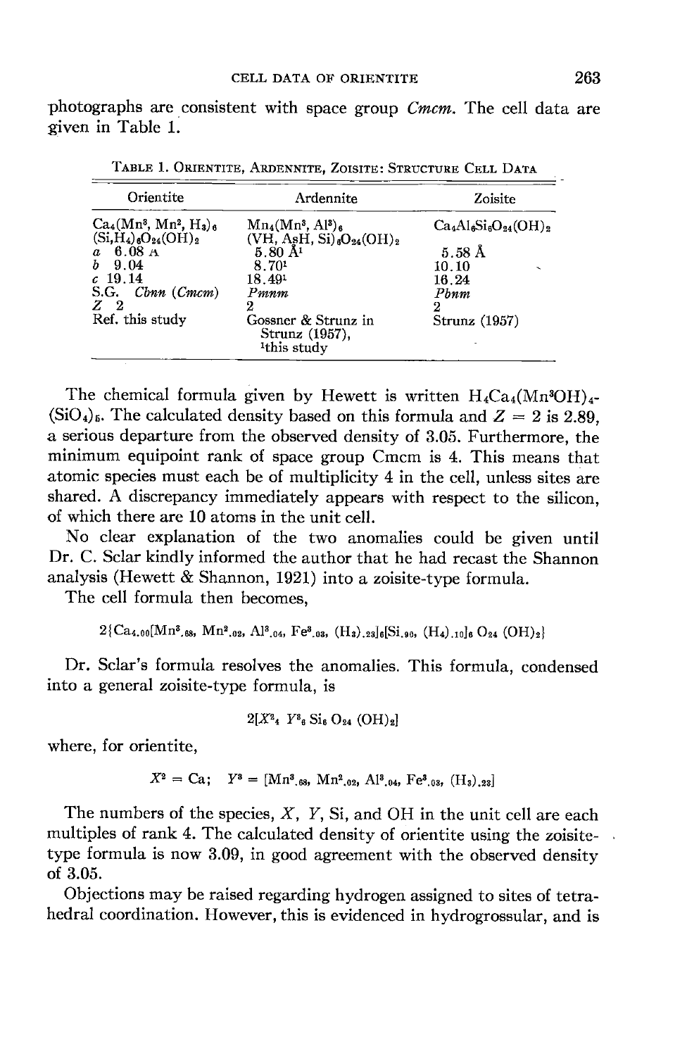photographs are consistent with space group *Cmcm*. The cell data are given in Table 1.

TABLE 1. ORIENTITE, ARDENNITE, ZOISITE: STRUCTURE CELL DATA

| Orientite | Ardennite | Zoisite |
|---|---|---|
| $Ca_4(Mn^3, Mn^2, H_3)_6$ $(Si,H_4)_6O_{24}(OH)_2$ | $Mn_4(Mn^3, Al^3)_6$ $(VH, AsH, Si)_6O_{24}(OH)_2$ | $Ca_4Al_6Si_6O_{24}(OH)_2$ |
| *a* 6.08 Å | 5.80 Å[1] | 5.58 Å |
| *b* 9.04 | 8.70[1] | 10.10 |
| *c* 19.14 | 18.49[1] | 16.24 |
| S.G. *Cbnn* (*Cmcm*) | *Pmnm* | *Pbnm* |
| *Z* 2 | 2 | 2 |
| Ref. this study | Gossner & Strunz in Strunz (1957), [1]this study | Strunz (1957) |

The chemical formula given by Hewett is written $H_4Ca_4(Mn^3OH)_4$-$(SiO_4)_6$. The calculated density based on this formula and $Z = 2$ is 2.89, a serious departure from the observed density of 3.05. Furthermore, the minimum equipoint rank of space group Cmcm is 4. This means that atomic species must each be of multiplicity 4 in the cell, unless sites are shared. A discrepancy immediately appears with respect to the silicon, of which there are 10 atoms in the unit cell.

No clear explanation of the two anomalies could be given until Dr. C. Sclar kindly informed the author that he had recast the Shannon analysis (Hewett & Shannon, 1921) into a zoisite-type formula.

The cell formula then becomes,

$$2\{Ca_{4.00}[Mn^3_{.68}, Mn^2_{.02}, Al^3_{.04}, Fe^3_{.03}, (H_3)_{.23}]_6[Si_{.90}, (H_4)_{.10}]_6 O_{24} (OH)_2\}$$

Dr. Sclar's formula resolves the anomalies. This formula, condensed into a general zoisite-type formula, is

$$2[X^2_4\ Y^3_6\ Si_6\ O_{24}\ (OH)_2]$$

where, for orientite,

$$X^2 = Ca; \quad Y^3 = [Mn^3_{.68}, Mn^2_{.02}, Al^3_{.04}, Fe^3_{.03}, (H_3)_{.23}]$$

The numbers of the species, *X*, *Y*, Si, and OH in the unit cell are each multiples of rank 4. The calculated density of orientite using the zoisite-type formula is now 3.09, in good agreement with the observed density of 3.05.

Objections may be raised regarding hydrogen assigned to sites of tetrahedral coordination. However, this is evidenced in hydrogrossular, and is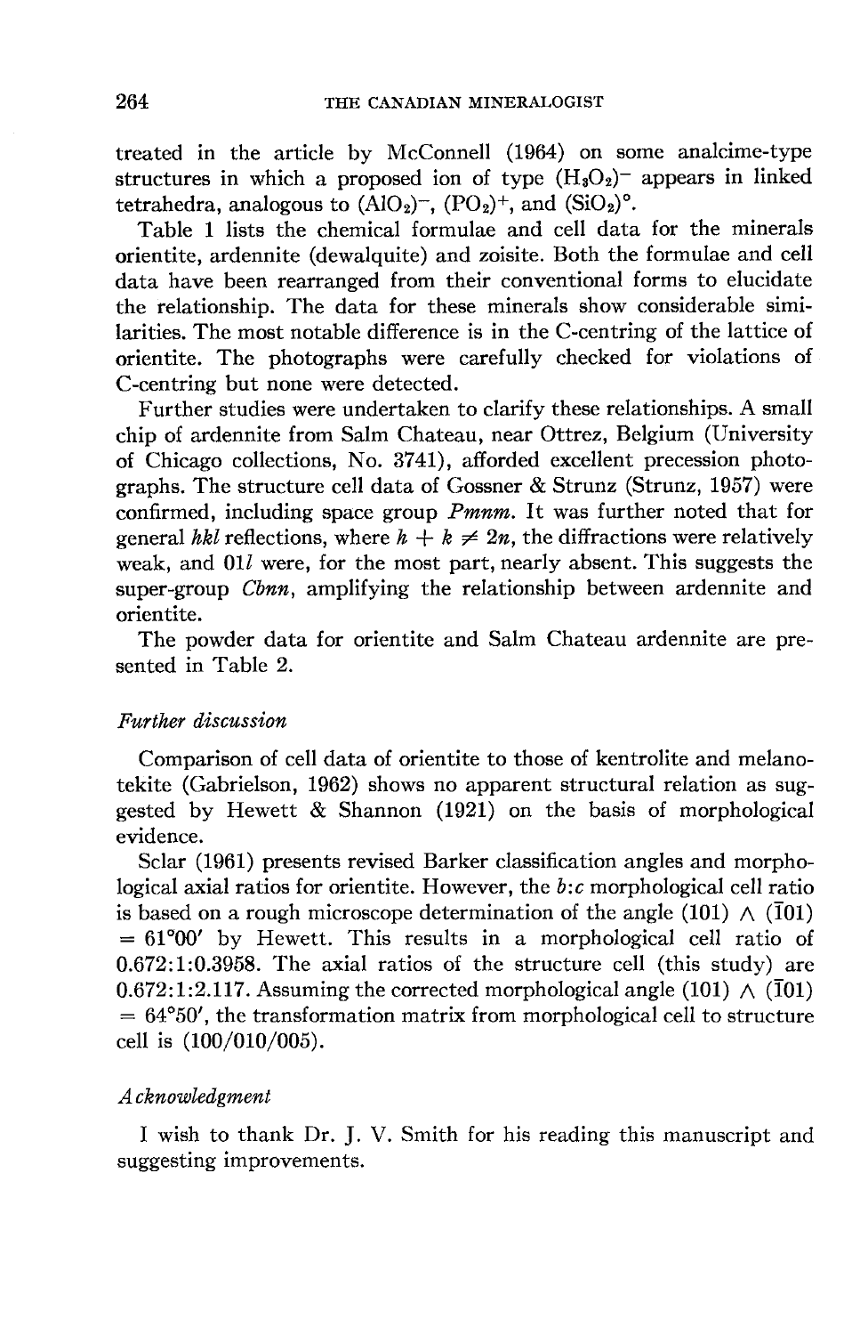treated in the article by McConnell (1964) on some analcime-type structures in which a proposed ion of type $(H_3O_2)^-$ appears in linked tetrahedra, analogous to $(AlO_2)^-$, $(PO_2)^+$, and $(SiO_2)^\circ$.

Table 1 lists the chemical formulae and cell data for the minerals orientite, ardennite (dewalquite) and zoisite. Both the formulae and cell data have been rearranged from their conventional forms to elucidate the relationship. The data for these minerals show considerable similarities. The most notable difference is in the C-centring of the lattice of orientite. The photographs were carefully checked for violations of C-centring but none were detected.

Further studies were undertaken to clarify these relationships. A small chip of ardennite from Salm Chateau, near Ottrez, Belgium (University of Chicago collections, No. 3741), afforded excellent precession photographs. The structure cell data of Gossner & Strunz (Strunz, 1957) were confirmed, including space group *Pmnm*. It was further noted that for general *hkl* reflections, where $h + k \neq 2n$, the diffractions were relatively weak, and $0kl$ were, for the most part, nearly absent. This suggests the super-group *Cbnn*, amplifying the relationship between ardennite and orientite.

The powder data for orientite and Salm Chateau ardennite are presented in Table 2.

### *Further discussion*

Comparison of cell data of orientite to those of kentrolite and melanotekite (Gabrielson, 1962) shows no apparent structural relation as suggested by Hewett & Shannon (1921) on the basis of morphological evidence.

Sclar (1961) presents revised Barker classification angles and morphological axial ratios for orientite. However, the $b:c$ morphological cell ratio is based on a rough microscope determination of the angle $(101) \wedge (\bar{1}01) = 61°00'$ by Hewett. This results in a morphological cell ratio of 0.672:1:0.3958. The axial ratios of the structure cell (this study) are 0.672:1:2.117. Assuming the corrected morphological angle $(101) \wedge (\bar{1}01) = 64°50'$, the transformation matrix from morphological cell to structure cell is (100/010/005).

### *Acknowledgment*

I wish to thank Dr. J. V. Smith for his reading this manuscript and suggesting improvements.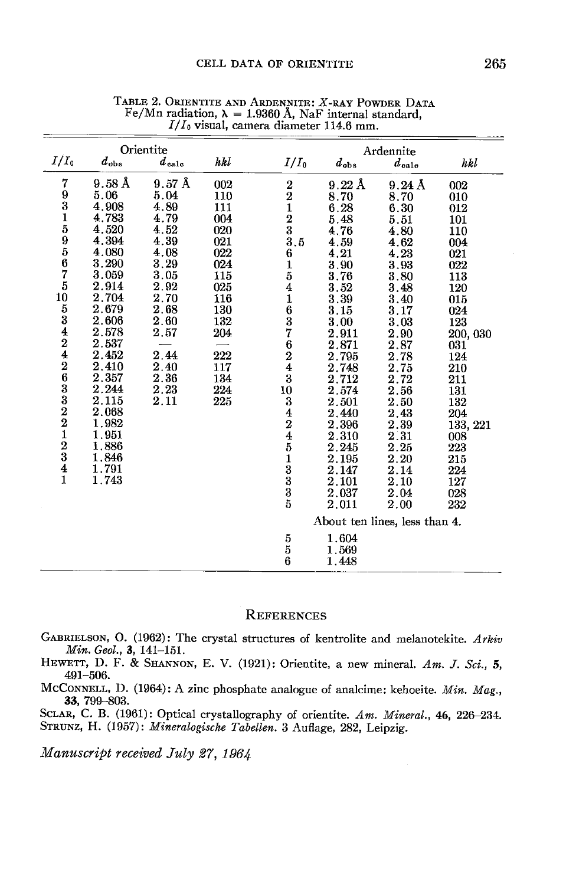TABLE 2. ORIENTITE AND ARDENNITE: X-RAY POWDER DATA
Fe/Mn radiation, $\lambda = 1.9360$ Å, NaF internal standard, $I/I_0$ visual, camera diameter 114.6 mm.

| Orientite | | | | Ardennite | | | |
|---|---|---|---|---|---|---|---|
| $I/I_0$ | $d_{obs}$ | $d_{calc}$ | $hkl$ | $I/I_0$ | $d_{obs}$ | $d_{calc}$ | $hkl$ |
| 7 | 9.58 Å | 9.57 Å | 002 | 2 | 9.22 Å | 9.24 Å | 002 |
| 9 | 5.06 | 5.04 | 110 | 2 | 8.70 | 8.70 | 010 |
| 3 | 4.908 | 4.89 | 111 | 1 | 6.28 | 6.30 | 012 |
| 1 | 4.783 | 4.79 | 004 | 2 | 5.48 | 5.51 | 101 |
| 5 | 4.520 | 4.52 | 020 | 3 | 4.76 | 4.80 | 110 |
| 9 | 4.394 | 4.39 | 021 | 3.5 | 4.59 | 4.62 | 004 |
| 5 | 4.080 | 4.08 | 022 | 6 | 4.21 | 4.23 | 021 |
| 6 | 3.290 | 3.29 | 024 | 1 | 3.90 | 3.93 | 022 |
| 7 | 3.059 | 3.05 | 115 | 5 | 3.76 | 3.80 | 113 |
| 5 | 2.914 | 2.92 | 025 | 4 | 3.52 | 3.48 | 120 |
| 10 | 2.704 | 2.70 | 116 | 1 | 3.39 | 3.40 | 015 |
| 5 | 2.679 | 2.68 | 130 | 6 | 3.15 | 3.17 | 024 |
| 3 | 2.606 | 2.60 | 132 | 3 | 3.00 | 3.03 | 123 |
| 4 | 2.578 | 2.57 | 204 | 7 | 2.911 | 2.90 | 200, 030 |
| 2 | 2.537 | — | — | 6 | 2.871 | 2.87 | 031 |
| 4 | 2.452 | 2.44 | 222 | 2 | 2.795 | 2.78 | 124 |
| 2 | 2.410 | 2.40 | 117 | 4 | 2.748 | 2.75 | 210 |
| 6 | 2.357 | 2.36 | 134 | 3 | 2.712 | 2.72 | 211 |
| 3 | 2.244 | 2.23 | 224 | 10 | 2.574 | 2.56 | 131 |
| 3 | 2.115 | 2.11 | 225 | 3 | 2.501 | 2.50 | 132 |
| 2 | 2.068 | | | 4 | 2.440 | 2.43 | 204 |
| 2 | 1.982 | | | 2 | 2.396 | 2.39 | 133, 221 |
| 1 | 1.951 | | | 4 | 2.310 | 2.31 | 008 |
| 2 | 1.886 | | | 5 | 2.245 | 2.25 | 223 |
| 3 | 1.846 | | | 1 | 2.195 | 2.20 | 215 |
| 4 | 1.791 | | | 3 | 2.147 | 2.14 | 224 |
| 1 | 1.743 | | | 3 | 2.101 | 2.10 | 127 |
| | | | | 3 | 2.037 | 2.04 | 028 |
| | | | | 5 | 2.011 | 2.00 | 232 |
| | | | | About ten lines, less than 4. | | | |
| | | | | 5 | 1.604 | | |
| | | | | 5 | 1.569 | | |
| | | | | 6 | 1.448 | | |

## REFERENCES

GABRIELSON, O. (1962): The crystal structures of kentrolite and melanotekite. *Arkiv Min. Geol.*, **3**, 141–151.

HEWETT, D. F. & SHANNON, E. V. (1921): Orientite, a new mineral. *Am. J. Sci.*, **5**, 491–506.

MCCONNELL, D. (1964): A zinc phosphate analogue of analcime: kehoeite. *Min. Mag.*, **33**, 799–803.

SCLAR, C. B. (1961): Optical crystallography of orientite. *Am. Mineral.*, **46**, 226–234.

STRUNZ, H. (1957): *Mineralogische Tabellen*. 3 Auflage, 282, Leipzig.

*Manuscript received July 27, 1964*